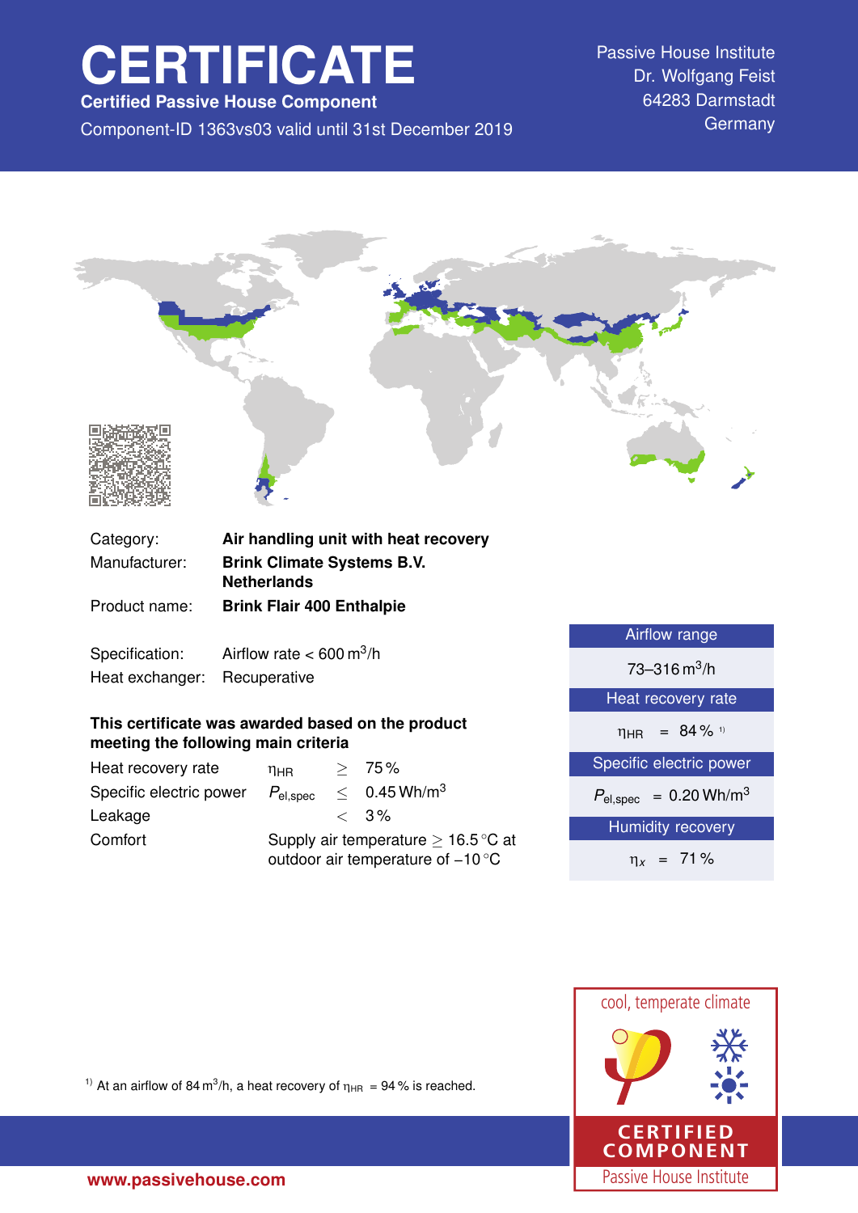# CERTIFICATE

**Certified Passive House Component**

Component-ID 1363vs03 valid until 31st December 2019

Passive House Institute
Dr. Wolfgang Feist
64283 Darmstadt
Germany

| | |
|---|---|
| Category: | **Air handling unit with heat recovery** |
| Manufacturer: | **Brink Climate Systems B.V.**<br>**Netherlands** |
| Product name: | **Brink Flair 400 Enthalpie** |

| | |
|---|---|
| Specification: | Airflow rate < 600 $m^3/h$ |
| Heat exchanger: | Recuperative |

**This certificate was awarded based on the product meeting the following main criteria**

| | | | |
|---|---|---|---|
| Heat recovery rate | $\eta_{HR}$ | $\geq$ | 75 % |
| Specific electric power | $P_{el,spec}$ | $\leq$ | 0.45 $Wh/m^3$ |
| Leakage | | $<$ | 3 % |
| Comfort | Supply air temperature $\geq$ 16.5 °C at outdoor air temperature of –10 °C | | |

| Airflow range |
|---|
| 73–316 $m^3/h$ |
| **Heat recovery rate** |
| $\eta_{HR}$ = 84 % [1] |
| **Specific electric power** |
| $P_{el,spec}$ = 0.20 $Wh/m^3$ |
| **Humidity recovery** |
| $\eta_x$ = 71 % |

cool, temperate climate

CERTIFIED COMPONENT

Passive House Institute

[1] At an airflow of 84 $m^3/h$, a heat recovery of $\eta_{HR}$ = 94 % is reached.

www.passivehouse.com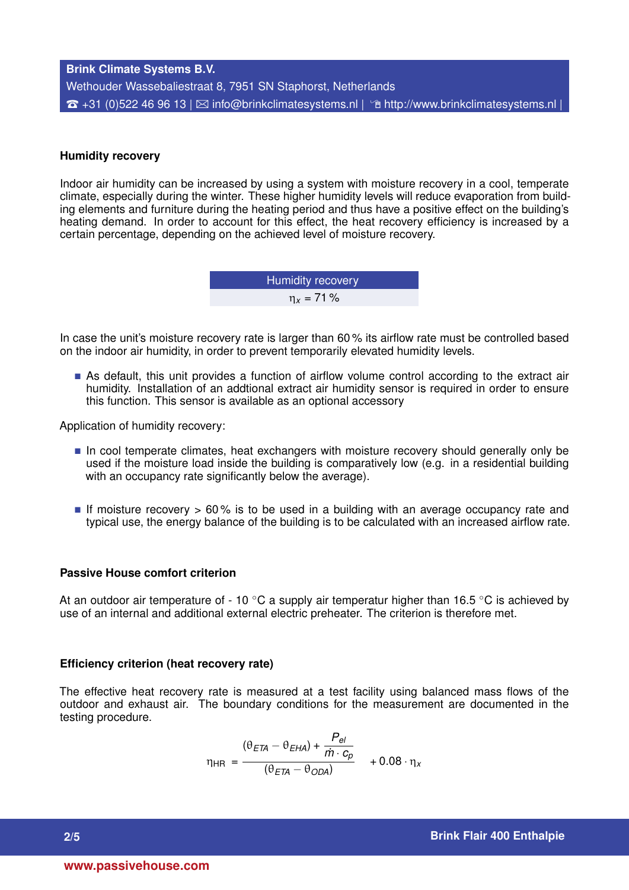## Humidity recovery

Indoor air humidity can be increased by using a system with moisture recovery in a cool, temperate climate, especially during the winter. These higher humidity levels will reduce evaporation from building elements and furniture during the heating period and thus have a positive effect on the building's heating demand. In order to account for this effect, the heat recovery efficiency is increased by a certain percentage, depending on the achieved level of moisture recovery.

| Humidity recovery |
|---|
| $\eta_x$ = 71 % |

In case the unit's moisture recovery rate is larger than 60 % its airflow rate must be controlled based on the indoor air humidity, in order to prevent temporarily elevated humidity levels.

- As default, this unit provides a function of airflow volume control according to the extract air humidity. Installation of an addtional extract air humidity sensor is required in order to ensure this function. This sensor is available as an optional accessory

Application of humidity recovery:

- In cool temperate climates, heat exchangers with moisture recovery should generally only be used if the moisture load inside the building is comparatively low (e.g. in a residential building with an occupancy rate significantly below the average).
- If moisture recovery > 60 % is to be used in a building with an average occupancy rate and typical use, the energy balance of the building is to be calculated with an increased airflow rate.

## Passive House comfort criterion

At an outdoor air temperature of - 10 °C a supply air temperatur higher than 16.5 °C is achieved by use of an internal and additional external electric preheater. The criterion is therefore met.

## Efficiency criterion (heat recovery rate)

The effective heat recovery rate is measured at a test facility using balanced mass flows of the outdoor and exhaust air. The boundary conditions for the measurement are documented in the testing procedure.

$$\eta_{HR} = \frac{(\theta_{ETA} - \theta_{EHA}) + \dfrac{P_{el}}{\dot{m} \cdot c_p}}{(\theta_{ETA} - \theta_{ODA})} + 0.08 \cdot \eta_x$$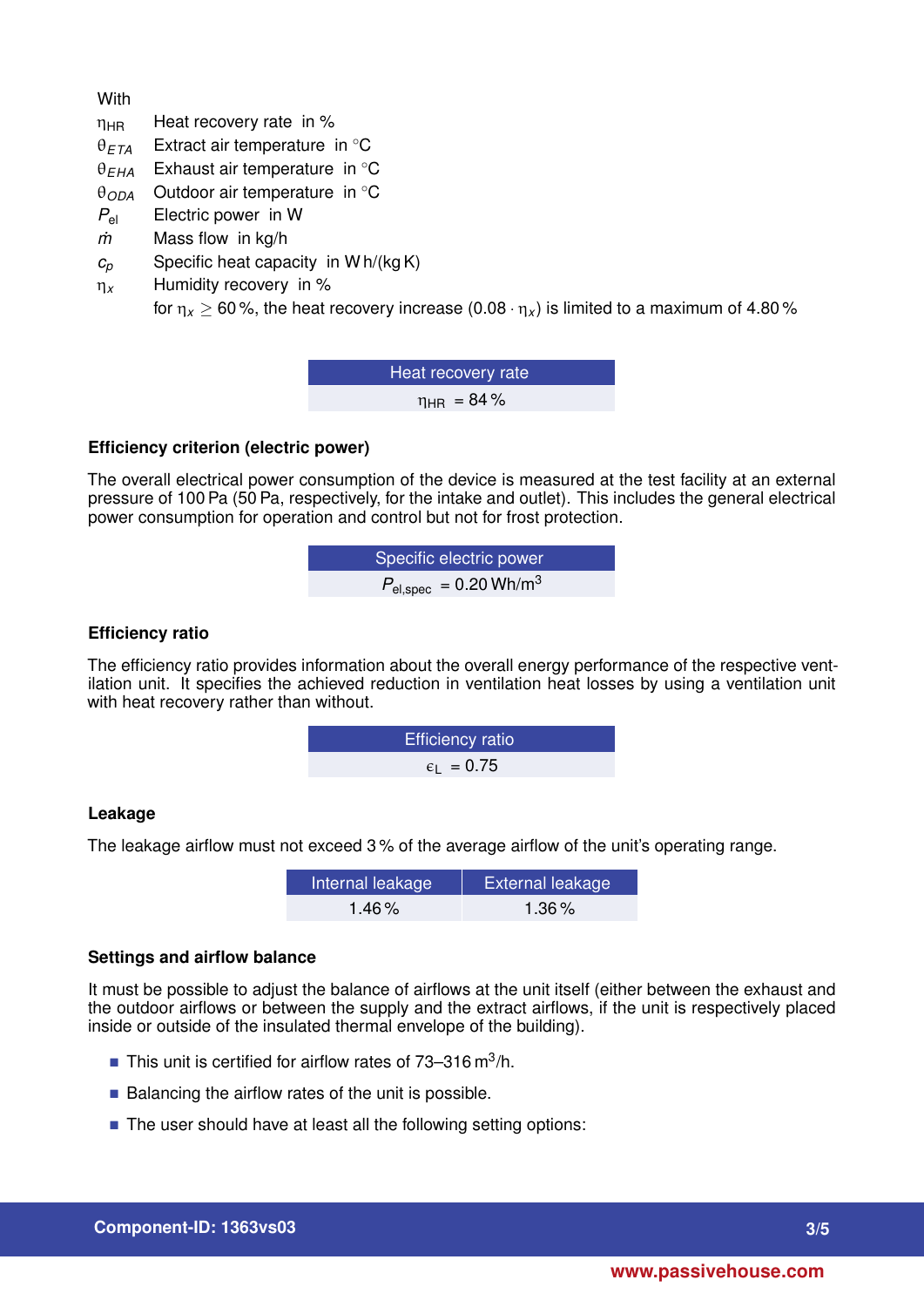With

$\eta_{HR}$ Heat recovery rate in %

$\theta_{ETA}$ Extract air temperature in °C

$\theta_{EHA}$ Exhaust air temperature in °C

$\theta_{ODA}$ Outdoor air temperature in °C

$P_{el}$ Electric power in W

$\dot{m}$ Mass flow in kg/h

$c_p$ Specific heat capacity in W h/(kg K)

$\eta_x$ Humidity recovery in %

for $\eta_x \geq 60$ %, the heat recovery increase $(0.08 \cdot \eta_x)$ is limited to a maximum of 4.80 %

| Heat recovery rate |
|---|
| $\eta_{HR}$ = 84 % |

### Efficiency criterion (electric power)

The overall electrical power consumption of the device is measured at the test facility at an external pressure of 100 Pa (50 Pa, respectively, for the intake and outlet). This includes the general electrical power consumption for operation and control but not for frost protection.

| Specific electric power |
|---|
| $P_{el,spec}$ = 0.20 Wh/m$^3$ |

### Efficiency ratio

The efficiency ratio provides information about the overall energy performance of the respective ventilation unit. It specifies the achieved reduction in ventilation heat losses by using a ventilation unit with heat recovery rather than without.

| Efficiency ratio |
|---|
| $\epsilon_L$ = 0.75 |

### Leakage

The leakage airflow must not exceed 3 % of the average airflow of the unit's operating range.

| Internal leakage | External leakage |
|---|---|
| 1.46 % | 1.36 % |

### Settings and airflow balance

It must be possible to adjust the balance of airflows at the unit itself (either between the exhaust and the outdoor airflows or between the supply and the extract airflows, if the unit is respectively placed inside or outside of the insulated thermal envelope of the building).

- This unit is certified for airflow rates of 73–316 m$^3$/h.
- Balancing the airflow rates of the unit is possible.
- The user should have at least all the following setting options: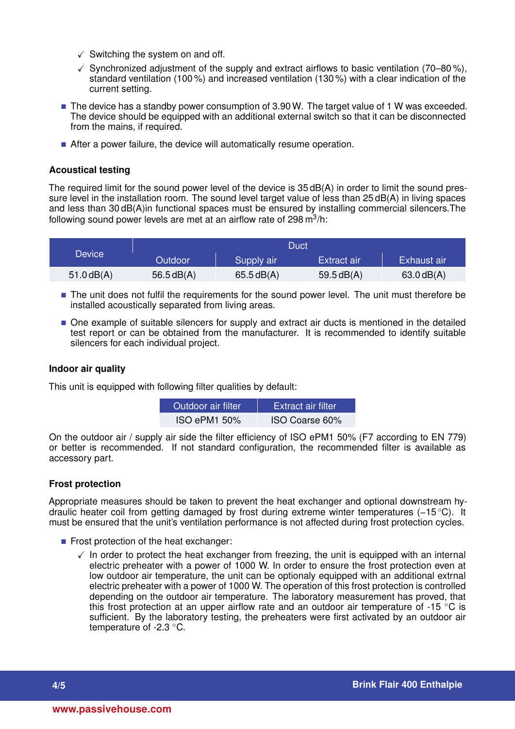- ✓ Switching the system on and off.
- ✓ Synchronized adjustment of the supply and extract airflows to basic ventilation (70–80 %), standard ventilation (100 %) and increased ventilation (130 %) with a clear indication of the current setting.

- The device has a standby power consumption of 3.90 W. The target value of 1 W was exceeded. The device should be equipped with an additional external switch so that it can be disconnected from the mains, if required.
- After a power failure, the device will automatically resume operation.

### Acoustical testing

The required limit for the sound power level of the device is 35 dB(A) in order to limit the sound pressure level in the installation room. The sound level target value of less than 25 dB(A) in living spaces and less than 30 dB(A)in functional spaces must be ensured by installing commercial silencers.The following sound power levels are met at an airflow rate of 298 $m^3$/h:

| Device | Duct | | | |
|---|---|---|---|---|
| | Outdoor | Supply air | Extract air | Exhaust air |
| 51.0 dB(A) | 56.5 dB(A) | 65.5 dB(A) | 59.5 dB(A) | 63.0 dB(A) |

- The unit does not fulfil the requirements for the sound power level. The unit must therefore be installed acoustically separated from living areas.
- One example of suitable silencers for supply and extract air ducts is mentioned in the detailed test report or can be obtained from the manufacturer. It is recommended to identify suitable silencers for each individual project.

### Indoor air quality

This unit is equipped with following filter qualities by default:

| Outdoor air filter | Extract air filter |
|---|---|
| ISO ePM1 50% | ISO Coarse 60% |

On the outdoor air / supply air side the filter efficiency of ISO ePM1 50% (F7 according to EN 779) or better is recommended. If not standard configuration, the recommended filter is available as accessory part.

### Frost protection

Appropriate measures should be taken to prevent the heat exchanger and optional downstream hydraulic heater coil from getting damaged by frost during extreme winter temperatures (−15 °C). It must be ensured that the unit's ventilation performance is not affected during frost protection cycles.

- Frost protection of the heat exchanger:
  - ✓ In order to protect the heat exchanger from freezing, the unit is equipped with an internal electric preheater with a power of 1000 W. In order to ensure the frost protection even at low outdoor air temperature, the unit can be optionaly equipped with an additional extrnal electric preheater with a power of 1000 W. The operation of this frost protection is controlled depending on the outdoor air temperature. The laboratory measurement has proved, that this frost protection at an upper airflow rate and an outdoor air temperature of -15 °C is sufficient. By the laboratory testing, the preheaters were first activated by an outdoor air temperature of -2.3 °C.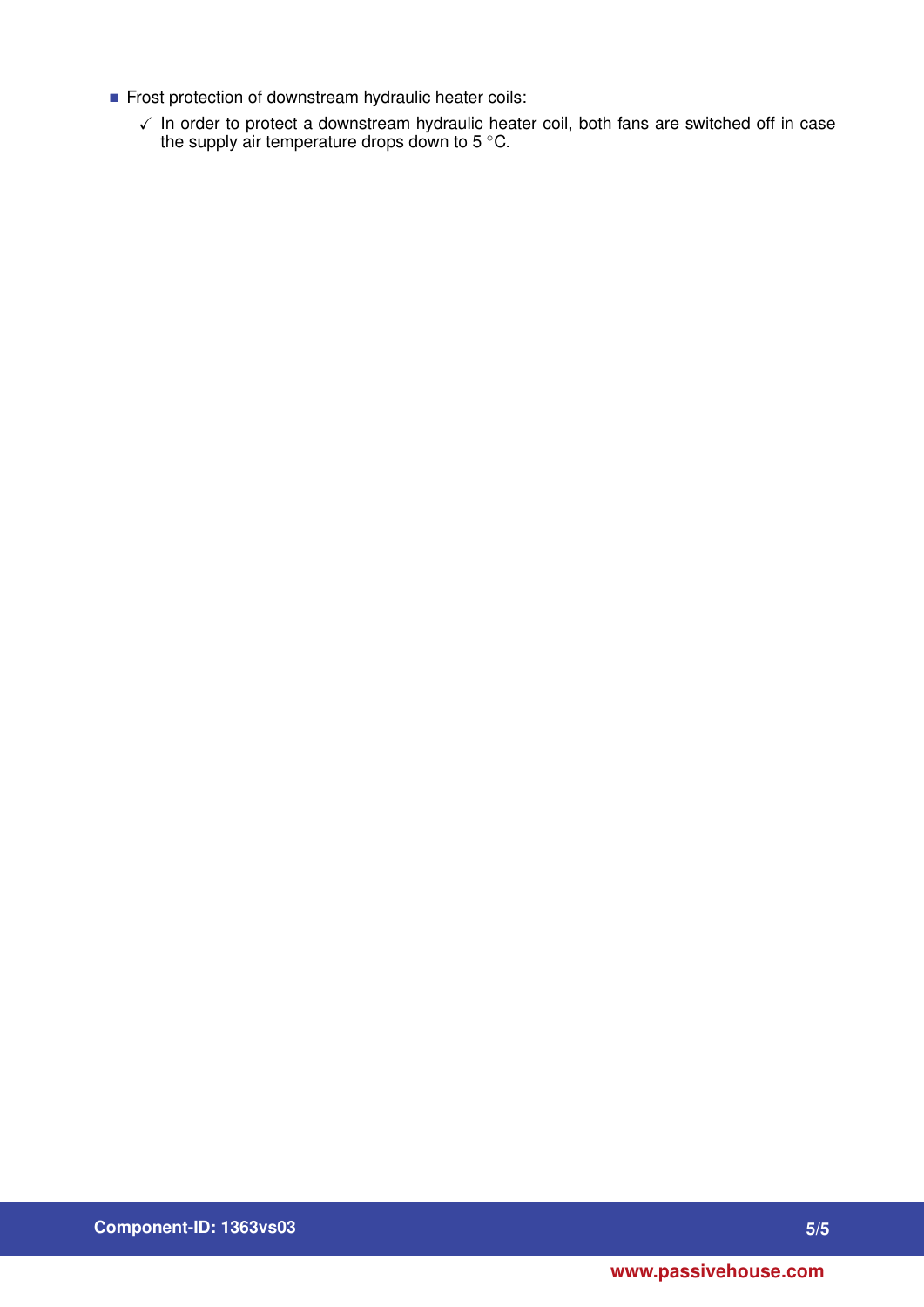- Frost protection of downstream hydraulic heater coils:
  - ✓ In order to protect a downstream hydraulic heater coil, both fans are switched off in case the supply air temperature drops down to 5 °C.